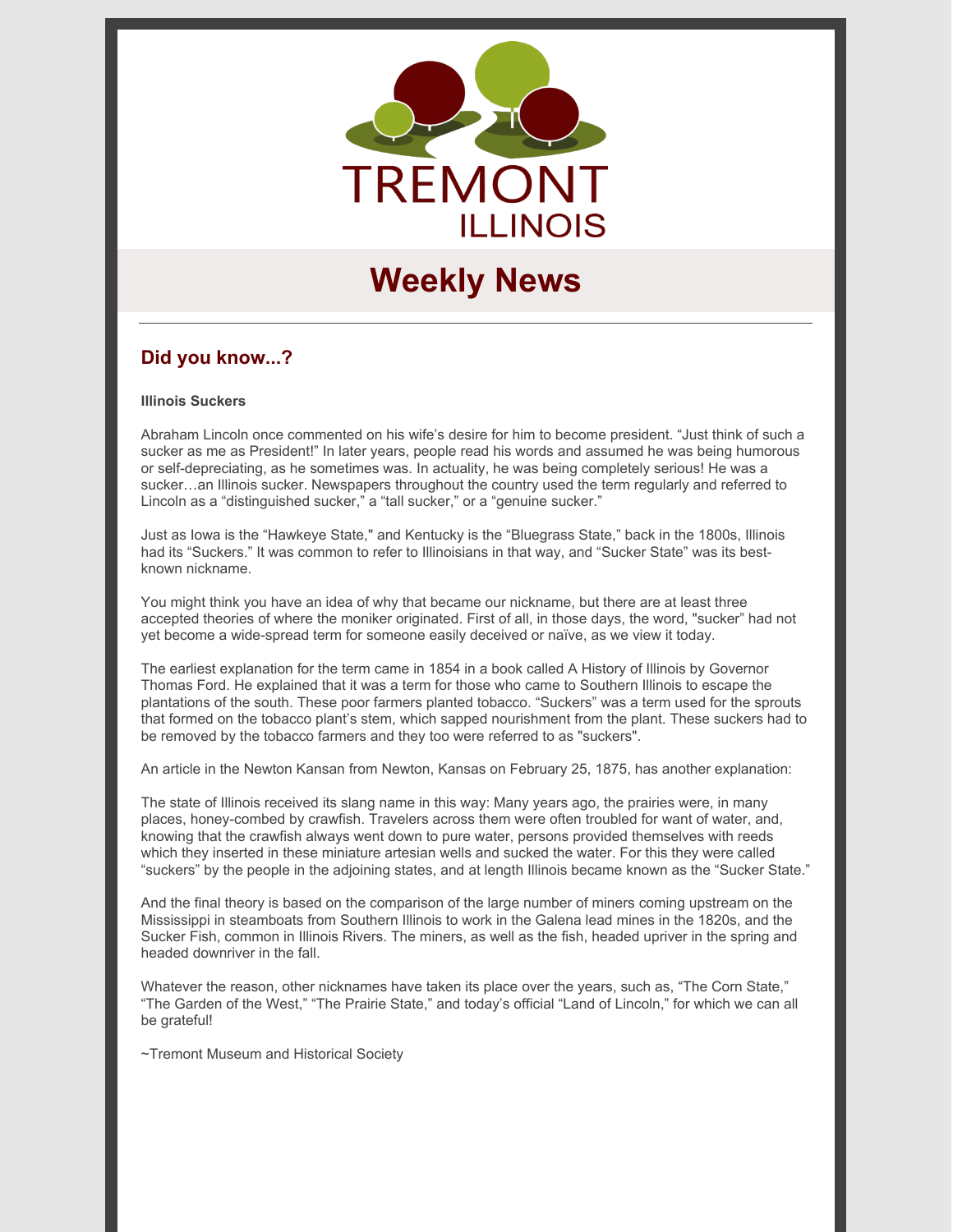# TREMONT
## ILLINOIS

# Weekly News

---

## Did you know...?

**Illinois Suckers**

Abraham Lincoln once commented on his wife's desire for him to become president. "Just think of such a sucker as me as President!" In later years, people read his words and assumed he was being humorous or self-depreciating, as he sometimes was. In actuality, he was being completely serious! He was a sucker…an Illinois sucker. Newspapers throughout the country used the term regularly and referred to Lincoln as a "distinguished sucker," a "tall sucker," or a "genuine sucker."

Just as Iowa is the "Hawkeye State," and Kentucky is the "Bluegrass State," back in the 1800s, Illinois had its "Suckers." It was common to refer to Illinoisians in that way, and "Sucker State" was its best-known nickname.

You might think you have an idea of why that became our nickname, but there are at least three accepted theories of where the moniker originated. First of all, in those days, the word, "sucker" had not yet become a wide-spread term for someone easily deceived or naïve, as we view it today.

The earliest explanation for the term came in 1854 in a book called A History of Illinois by Governor Thomas Ford. He explained that it was a term for those who came to Southern Illinois to escape the plantations of the south. These poor farmers planted tobacco. "Suckers" was a term used for the sprouts that formed on the tobacco plant's stem, which sapped nourishment from the plant. These suckers had to be removed by the tobacco farmers and they too were referred to as "suckers".

An article in the Newton Kansan from Newton, Kansas on February 25, 1875, has another explanation:

The state of Illinois received its slang name in this way: Many years ago, the prairies were, in many places, honey-combed by crawfish. Travelers across them were often troubled for want of water, and, knowing that the crawfish always went down to pure water, persons provided themselves with reeds which they inserted in these miniature artesian wells and sucked the water. For this they were called "suckers" by the people in the adjoining states, and at length Illinois became known as the "Sucker State."

And the final theory is based on the comparison of the large number of miners coming upstream on the Mississippi in steamboats from Southern Illinois to work in the Galena lead mines in the 1820s, and the Sucker Fish, common in Illinois Rivers. The miners, as well as the fish, headed upriver in the spring and headed downriver in the fall.

Whatever the reason, other nicknames have taken its place over the years, such as, "The Corn State," "The Garden of the West," "The Prairie State," and today's official "Land of Lincoln," for which we can all be grateful!

~Tremont Museum and Historical Society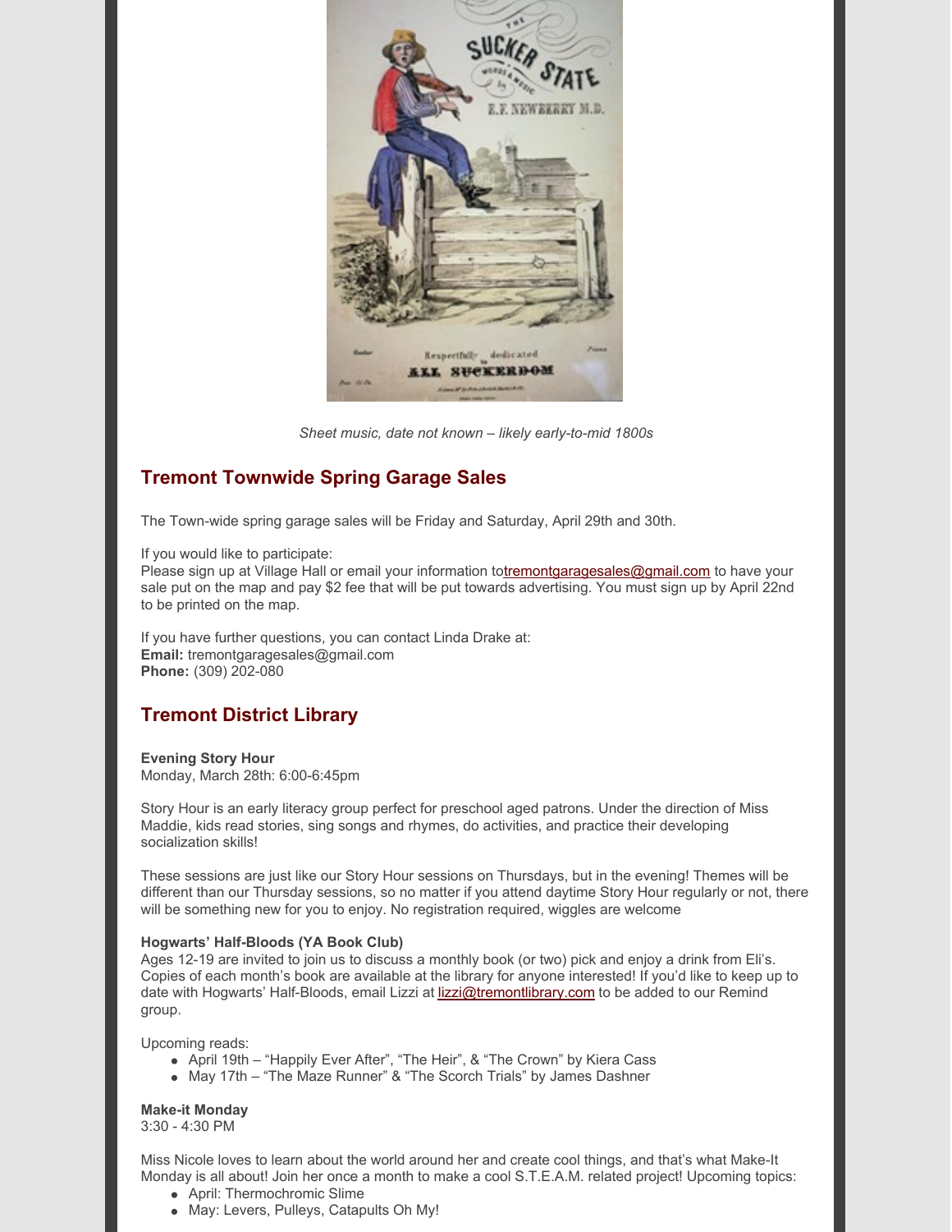*Sheet music, date not known – likely early-to-mid 1800s*

## Tremont Townwide Spring Garage Sales

The Town-wide spring garage sales will be Friday and Saturday, April 29th and 30th.

If you would like to participate:
Please sign up at Village Hall or email your information totremontgaragesales@gmail.com to have your sale put on the map and pay $2 fee that will be put towards advertising. You must sign up by April 22nd to be printed on the map.

If you have further questions, you can contact Linda Drake at:
**Email:** tremontgaragesales@gmail.com
**Phone:** (309) 202-080

## Tremont District Library

**Evening Story Hour**
Monday, March 28th: 6:00-6:45pm

Story Hour is an early literacy group perfect for preschool aged patrons. Under the direction of Miss Maddie, kids read stories, sing songs and rhymes, do activities, and practice their developing socialization skills!

These sessions are just like our Story Hour sessions on Thursdays, but in the evening! Themes will be different than our Thursday sessions, so no matter if you attend daytime Story Hour regularly or not, there will be something new for you to enjoy. No registration required, wiggles are welcome

**Hogwarts' Half-Bloods (YA Book Club)**
Ages 12-19 are invited to join us to discuss a monthly book (or two) pick and enjoy a drink from Eli's. Copies of each month's book are available at the library for anyone interested! If you'd like to keep up to date with Hogwarts' Half-Bloods, email Lizzi at lizzi@tremontlibrary.com to be added to our Remind group.

Upcoming reads:

- April 19th – "Happily Ever After", "The Heir", & "The Crown" by Kiera Cass
- May 17th – "The Maze Runner" & "The Scorch Trials" by James Dashner

**Make-it Monday**
3:30 - 4:30 PM

Miss Nicole loves to learn about the world around her and create cool things, and that's what Make-It Monday is all about! Join her once a month to make a cool S.T.E.A.M. related project! Upcoming topics:

- April: Thermochromic Slime
- May: Levers, Pulleys, Catapults Oh My!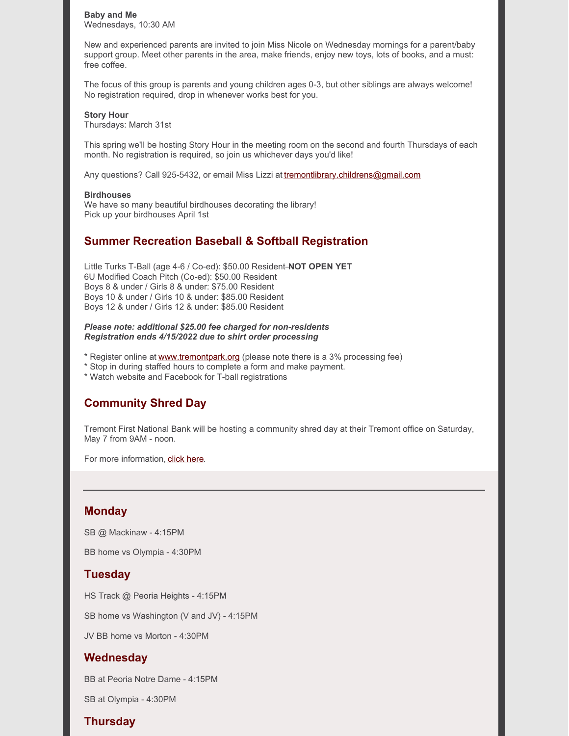**Baby and Me**
Wednesdays, 10:30 AM

New and experienced parents are invited to join Miss Nicole on Wednesday mornings for a parent/baby support group. Meet other parents in the area, make friends, enjoy new toys, lots of books, and a must: free coffee.

The focus of this group is parents and young children ages 0-3, but other siblings are always welcome! No registration required, drop in whenever works best for you.

**Story Hour**
Thursdays: March 31st

This spring we'll be hosting Story Hour in the meeting room on the second and fourth Thursdays of each month. No registration is required, so join us whichever days you'd like!

Any questions? Call 925-5432, or email Miss Lizzi at tremontlibrary.childrens@gmail.com

**Birdhouses**
We have so many beautiful birdhouses decorating the library!
Pick up your birdhouses April 1st

## Summer Recreation Baseball & Softball Registration

Little Turks T-Ball (age 4-6 / Co-ed): $50.00 Resident- **NOT OPEN YET**
6U Modified Coach Pitch (Co-ed): $50.00 Resident
Boys 8 & under / Girls 8 & under: $75.00 Resident
Boys 10 & under / Girls 10 & under: $85.00 Resident
Boys 12 & under / Girls 12 & under: $85.00 Resident

***Please note: additional $25.00 fee charged for non-residents***
***Registration ends 4/15/2022 due to shirt order processing***

* Register online at www.tremontpark.org (please note there is a 3% processing fee)
* Stop in during staffed hours to complete a form and make payment.
* Watch website and Facebook for T-ball registrations

## Community Shred Day

Tremont First National Bank will be hosting a community shred day at their Tremont office on Saturday, May 7 from 9AM - noon.

For more information, click here.

---

## Monday

SB @ Mackinaw - 4:15PM

BB home vs Olympia - 4:30PM

## Tuesday

HS Track @ Peoria Heights - 4:15PM

SB home vs Washington (V and JV) - 4:15PM

JV BB home vs Morton - 4:30PM

## Wednesday

BB at Peoria Notre Dame - 4:15PM

SB at Olympia - 4:30PM

## Thursday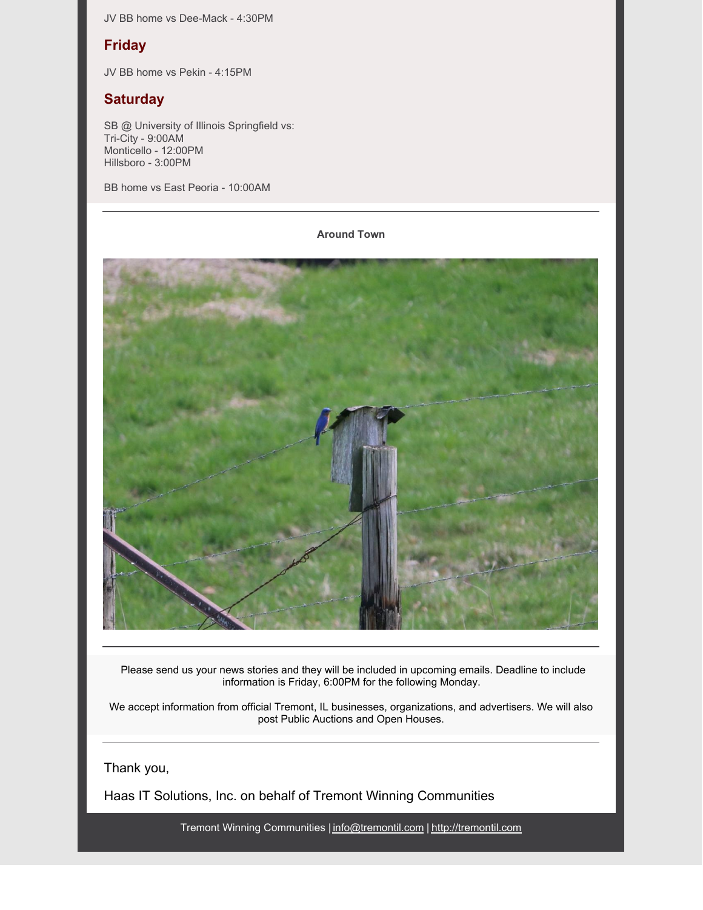JV BB home vs Dee-Mack - 4:30PM

## Friday

JV BB home vs Pekin - 4:15PM

## Saturday

SB @ University of Illinois Springfield vs:
Tri-City - 9:00AM
Monticello - 12:00PM
Hillsboro - 3:00PM

BB home vs East Peoria - 10:00AM

---

**Around Town**

---

Please send us your news stories and they will be included in upcoming emails. Deadline to include information is Friday, 6:00PM for the following Monday.

We accept information from official Tremont, IL businesses, organizations, and advertisers. We will also post Public Auctions and Open Houses.

---

Thank you,

Haas IT Solutions, Inc. on behalf of Tremont Winning Communities

Tremont Winning Communities | info@tremontil.com | http://tremontil.com